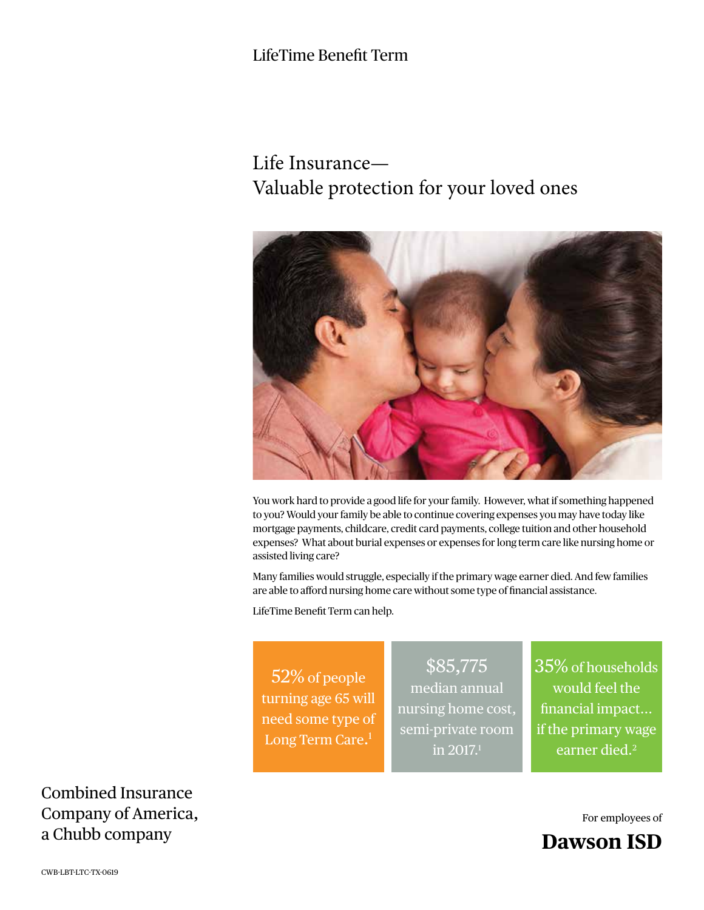LifeTime Benefit Term

# Life Insurance—
# Valuable protection for your loved ones

You work hard to provide a good life for your family. However, what if something happened to you? Would your family be able to continue covering expenses you may have today like mortgage payments, childcare, credit card payments, college tuition and other household expenses? What about burial expenses or expenses for long term care like nursing home or assisted living care?

Many families would struggle, especially if the primary wage earner died. And few families are able to afford nursing home care without some type of financial assistance.

LifeTime Benefit Term can help.

52% of people turning age 65 will need some type of Long Term Care.[1]

$85,775 median annual nursing home cost, semi-private room in 2017.[1]

35% of households would feel the financial impact... if the primary wage earner died.[2]

Combined Insurance Company of America, a Chubb company

For employees of

**Dawson ISD**

CWB-LBT-LTC-TX-0619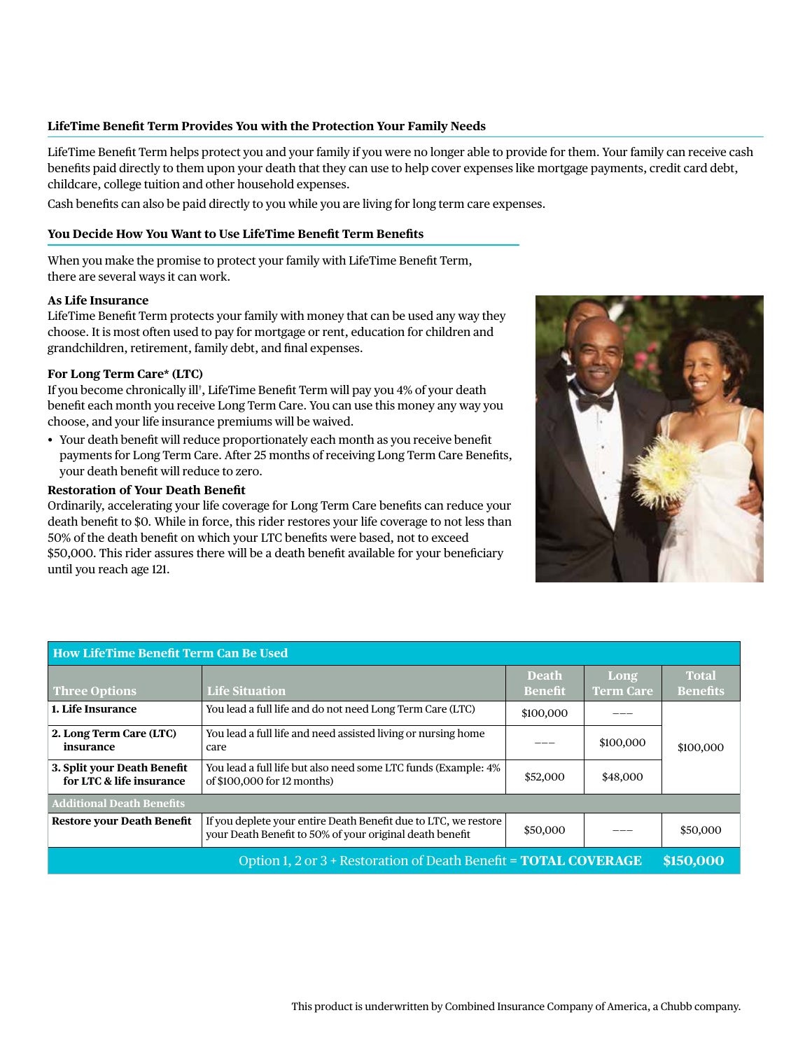## LifeTime Benefit Term Provides You with the Protection Your Family Needs

LifeTime Benefit Term helps protect you and your family if you were no longer able to provide for them. Your family can receive cash benefits paid directly to them upon your death that they can use to help cover expenses like mortgage payments, credit card debt, childcare, college tuition and other household expenses.

Cash benefits can also be paid directly to you while you are living for long term care expenses.

## You Decide How You Want to Use LifeTime Benefit Term Benefits

When you make the promise to protect your family with LifeTime Benefit Term, there are several ways it can work.

### As Life Insurance

LifeTime Benefit Term protects your family with money that can be used any way they choose. It is most often used to pay for mortgage or rent, education for children and grandchildren, retirement, family debt, and final expenses.

### For Long Term Care* (LTC)

If you become chronically ill[†], LifeTime Benefit Term will pay you 4% of your death benefit each month you receive Long Term Care. You can use this money any way you choose, and your life insurance premiums will be waived.

- Your death benefit will reduce proportionately each month as you receive benefit payments for Long Term Care. After 25 months of receiving Long Term Care Benefits, your death benefit will reduce to zero.

### Restoration of Your Death Benefit

Ordinarily, accelerating your life coverage for Long Term Care benefits can reduce your death benefit to $0. While in force, this rider restores your life coverage to not less than 50% of the death benefit on which your LTC benefits were based, not to exceed $50,000. This rider assures there will be a death benefit available for your beneficiary until you reach age 121.

**How LifeTime Benefit Term Can Be Used**

| Three Options | Life Situation | Death Benefit | Long Term Care | Total Benefits |
|---|---|---|---|---|
| **1. Life Insurance** | You lead a full life and do not need Long Term Care (LTC) | $100,000 | --- | $100,000 |
| **2. Long Term Care (LTC) insurance** | You lead a full life and need assisted living or nursing home care | --- | $100,000 | |
| **3. Split your Death Benefit for LTC & life insurance** | You lead a full life but also need some LTC funds (Example: 4% of $100,000 for 12 months) | $52,000 | $48,000 | |
| **Additional Death Benefits** | | | | |
| **Restore your Death Benefit** | If you deplete your entire Death Benefit due to LTC, we restore your Death Benefit to 50% of your original death benefit | $50,000 | --- | $50,000 |
| Option 1, 2 or 3 + Restoration of Death Benefit = **TOTAL COVERAGE** | | | | **$150,000** |

This product is underwritten by Combined Insurance Company of America, a Chubb company.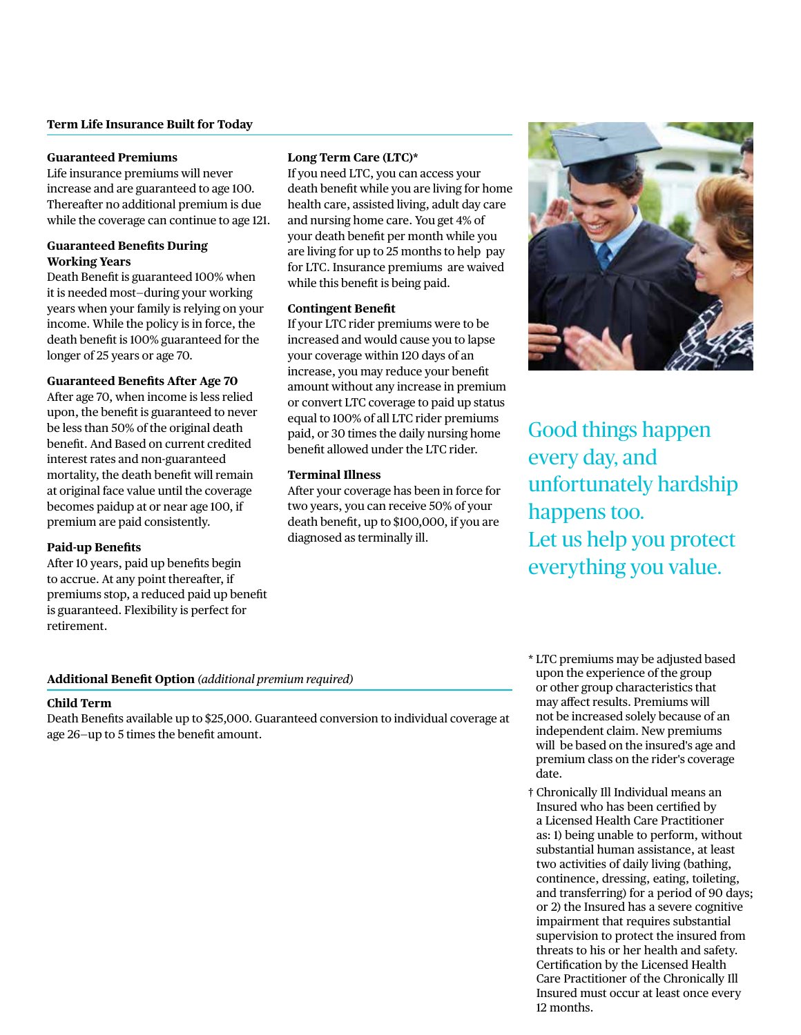## Term Life Insurance Built for Today

**Guaranteed Premiums**
Life insurance premiums will never increase and are guaranteed to age 100. Thereafter no additional premium is due while the coverage can continue to age 121.

**Guaranteed Benefits During Working Years**
Death Benefit is guaranteed 100% when it is needed most–during your working years when your family is relying on your income. While the policy is in force, the death benefit is 100% guaranteed for the longer of 25 years or age 70.

**Guaranteed Benefits After Age 70**
After age 70, when income is less relied upon, the benefit is guaranteed to never be less than 50% of the original death benefit. And Based on current credited interest rates and non-guaranteed mortality, the death benefit will remain at original face value until the coverage becomes paidup at or near age 100, if premium are paid consistently.

**Paid-up Benefits**
After 10 years, paid up benefits begin to accrue. At any point thereafter, if premiums stop, a reduced paid up benefit is guaranteed. Flexibility is perfect for retirement.

**Long Term Care (LTC)***
If you need LTC, you can access your death benefit while you are living for home health care, assisted living, adult day care and nursing home care. You get 4% of your death benefit per month while you are living for up to 25 months to help pay for LTC. Insurance premiums are waived while this benefit is being paid.

**Contingent Benefit**
If your LTC rider premiums were to be increased and would cause you to lapse your coverage within 120 days of an increase, you may reduce your benefit amount without any increase in premium or convert LTC coverage to paid up status equal to 100% of all LTC rider premiums paid, or 30 times the daily nursing home benefit allowed under the LTC rider.

**Terminal Illness**
After your coverage has been in force for two years, you can receive 50% of your death benefit, up to $100,000, if you are diagnosed as terminally ill.

Good things happen every day, and unfortunately hardship happens too.
Let us help you protect everything you value.

## Additional Benefit Option *(additional premium required)*

**Child Term**
Death Benefits available up to $25,000. Guaranteed conversion to individual coverage at age 26–up to 5 times the benefit amount.

* LTC premiums may be adjusted based upon the experience of the group or other group characteristics that may affect results. Premiums will not be increased solely because of an independent claim. New premiums will be based on the insured's age and premium class on the rider's coverage date.

† Chronically Ill Individual means an Insured who has been certified by a Licensed Health Care Practitioner as: 1) being unable to perform, without substantial human assistance, at least two activities of daily living (bathing, continence, dressing, eating, toileting, and transferring) for a period of 90 days; or 2) the Insured has a severe cognitive impairment that requires substantial supervision to protect the insured from threats to his or her health and safety. Certification by the Licensed Health Care Practitioner of the Chronically Ill Insured must occur at least once every 12 months.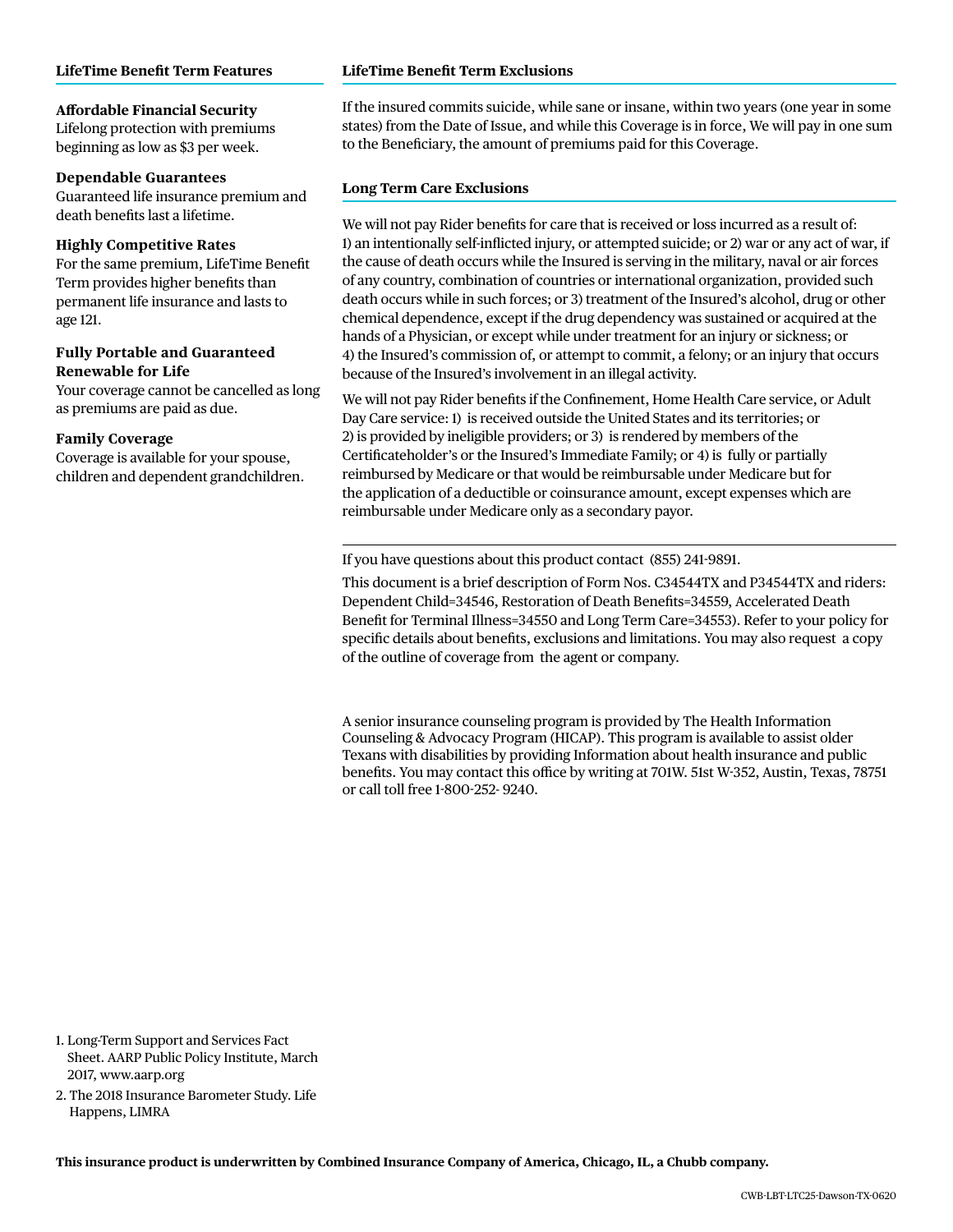## LifeTime Benefit Term Features

**Affordable Financial Security**
Lifelong protection with premiums beginning as low as $3 per week.

**Dependable Guarantees**
Guaranteed life insurance premium and death benefits last a lifetime.

**Highly Competitive Rates**
For the same premium, LifeTime Benefit Term provides higher benefits than permanent life insurance and lasts to age 121.

**Fully Portable and Guaranteed Renewable for Life**
Your coverage cannot be cancelled as long as premiums are paid as due.

**Family Coverage**
Coverage is available for your spouse, children and dependent grandchildren.

## LifeTime Benefit Term Exclusions

If the insured commits suicide, while sane or insane, within two years (one year in some states) from the Date of Issue, and while this Coverage is in force, We will pay in one sum to the Beneficiary, the amount of premiums paid for this Coverage.

## Long Term Care Exclusions

We will not pay Rider benefits for care that is received or loss incurred as a result of: 1) an intentionally self-inflicted injury, or attempted suicide; or 2) war or any act of war, if the cause of death occurs while the Insured is serving in the military, naval or air forces of any country, combination of countries or international organization, provided such death occurs while in such forces; or 3) treatment of the Insured's alcohol, drug or other chemical dependence, except if the drug dependency was sustained or acquired at the hands of a Physician, or except while under treatment for an injury or sickness; or 4) the Insured's commission of, or attempt to commit, a felony; or an injury that occurs because of the Insured's involvement in an illegal activity.

We will not pay Rider benefits if the Confinement, Home Health Care service, or Adult Day Care service: 1) is received outside the United States and its territories; or 2) is provided by ineligible providers; or 3) is rendered by members of the Certificateholder's or the Insured's Immediate Family; or 4) is fully or partially reimbursed by Medicare or that would be reimbursable under Medicare but for the application of a deductible or coinsurance amount, except expenses which are reimbursable under Medicare only as a secondary payor.

---

If you have questions about this product contact (855) 241-9891.

This document is a brief description of Form Nos. C34544TX and P34544TX and riders: Dependent Child=34546, Restoration of Death Benefits=34559, Accelerated Death Benefit for Terminal Illness=34550 and Long Term Care=34553). Refer to your policy for specific details about benefits, exclusions and limitations. You may also request a copy of the outline of coverage from the agent or company.

A senior insurance counseling program is provided by The Health Information Counseling & Advocacy Program (HICAP). This program is available to assist older Texans with disabilities by providing Information about health insurance and public benefits. You may contact this office by writing at 701W. 51st W-352, Austin, Texas, 78751 or call toll free 1-800-252- 9240.

1. Long-Term Support and Services Fact Sheet. AARP Public Policy Institute, March 2017, www.aarp.org
2. The 2018 Insurance Barometer Study. Life Happens, LIMRA

**This insurance product is underwritten by Combined Insurance Company of America, Chicago, IL, a Chubb company.**

CWB-LBT-LTC25-Dawson-TX-0620